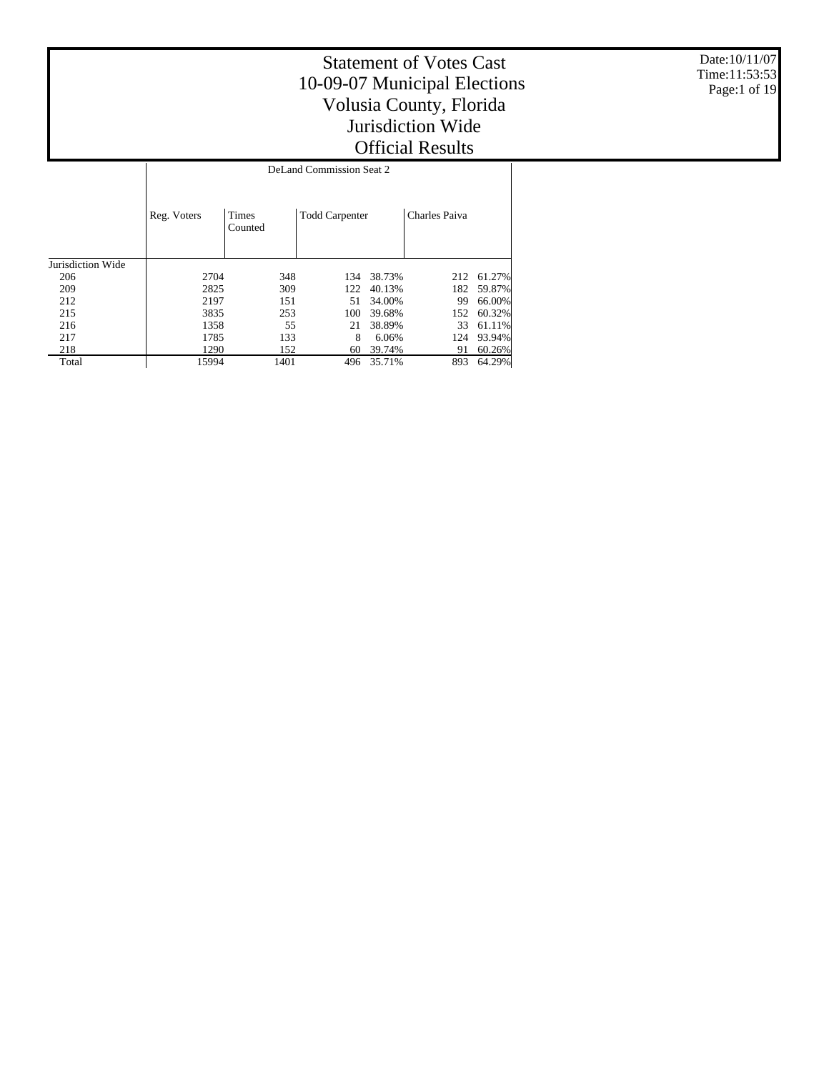# Statement of Votes Cast
# 10-09-07 Municipal Elections
# Volusia County, Florida
# Jurisdiction Wide
# Official Results

Date:10/11/07
Time:11:53:53

| | DeLand Commission Seat 2 | | | | | |
|---|---|---|---|---|---|---|
| | Reg. Voters | Times Counted | Todd Carpenter | | Charles Paiva | |
| Jurisdiction Wide | | | | | | |
| 206 | 2704 | 348 | 134 | 38.73% | 212 | 61.27% |
| 209 | 2825 | 309 | 122 | 40.13% | 182 | 59.87% |
| 212 | 2197 | 151 | 51 | 34.00% | 99 | 66.00% |
| 215 | 3835 | 253 | 100 | 39.68% | 152 | 60.32% |
| 216 | 1358 | 55 | 21 | 38.89% | 33 | 61.11% |
| 217 | 1785 | 133 | 8 | 6.06% | 124 | 93.94% |
| 218 | 1290 | 152 | 60 | 39.74% | 91 | 60.26% |
| Total | 15994 | 1401 | 496 | 35.71% | 893 | 64.29% |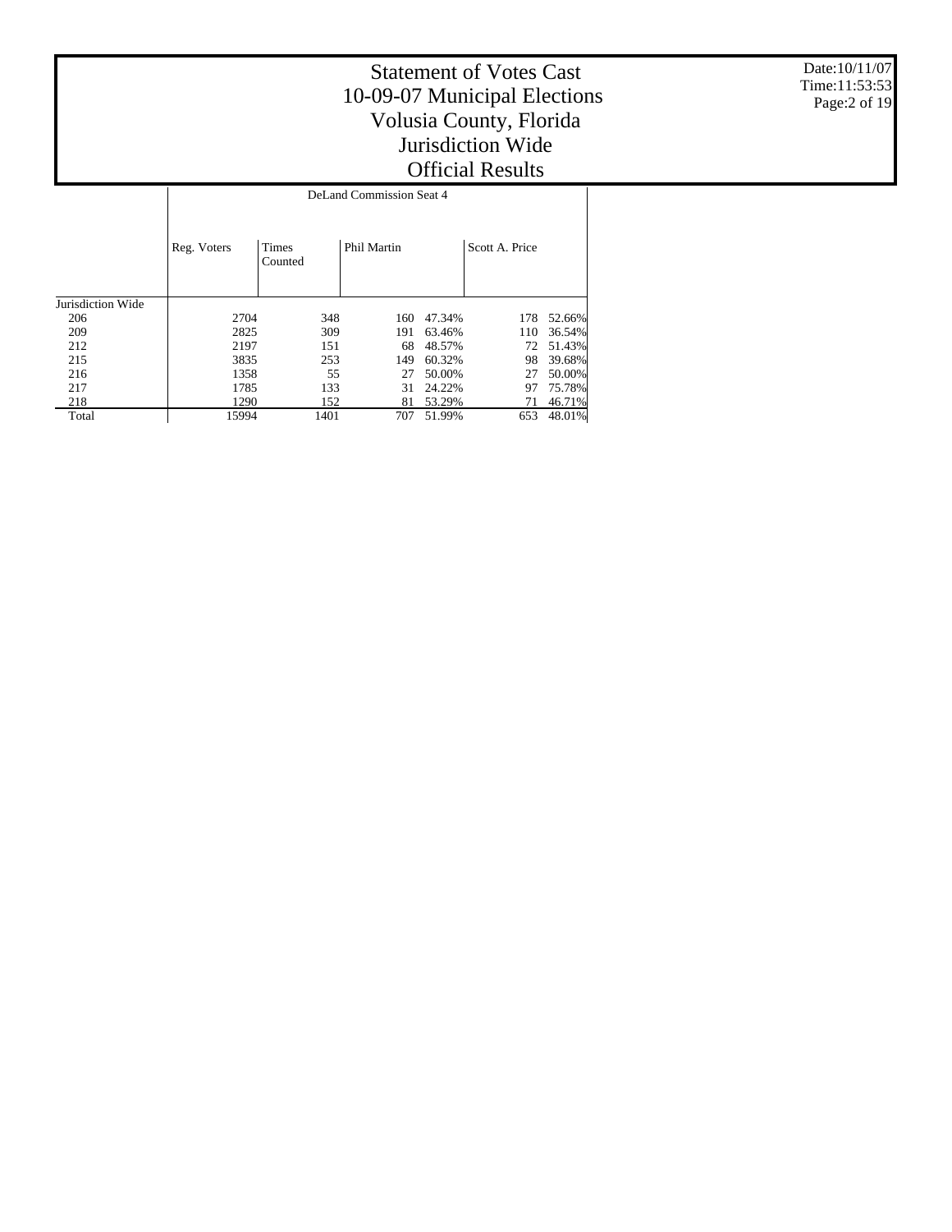# Statement of Votes Cast
## 10-09-07 Municipal Elections
## Volusia County, Florida
## Jurisdiction Wide
## Official Results

| | DeLand Commission Seat 4 | | | | | |
|---|---|---|---|---|---|---|
| | Reg. Voters | Times Counted | Phil Martin | | Scott A. Price | |
| Jurisdiction Wide | | | | | | |
| 206 | 2704 | 348 | 160 | 47.34% | 178 | 52.66% |
| 209 | 2825 | 309 | 191 | 63.46% | 110 | 36.54% |
| 212 | 2197 | 151 | 68 | 48.57% | 72 | 51.43% |
| 215 | 3835 | 253 | 149 | 60.32% | 98 | 39.68% |
| 216 | 1358 | 55 | 27 | 50.00% | 27 | 50.00% |
| 217 | 1785 | 133 | 31 | 24.22% | 97 | 75.78% |
| 218 | 1290 | 152 | 81 | 53.29% | 71 | 46.71% |
| Total | 15994 | 1401 | 707 | 51.99% | 653 | 48.01% |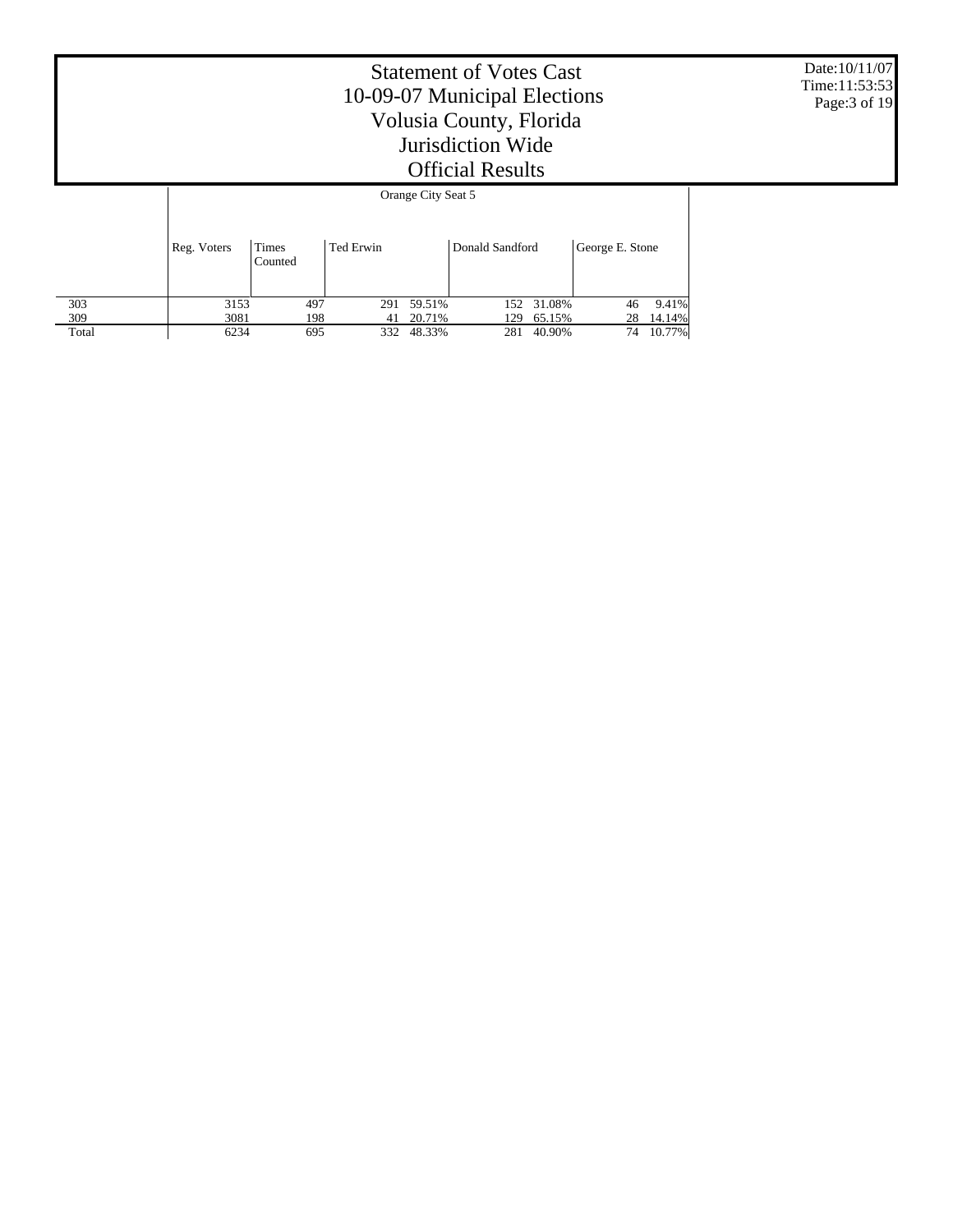# Statement of Votes Cast
## 10-09-07 Municipal Elections
## Volusia County, Florida
## Jurisdiction Wide
## Official Results

Date:10/11/07
Time:11:53:53

| | Orange City Seat 5 | | | | | | | | |
|---|---|---|---|---|---|---|---|---|---|
| | Reg. Voters | Times Counted | Ted Erwin | | Donald Sandford | | George E. Stone | | |
| 303 | 3153 | 497 | 291 | 59.51% | 152 | 31.08% | 46 | 9.41% |
| 309 | 3081 | 198 | 41 | 20.71% | 129 | 65.15% | 28 | 14.14% |
| Total | 6234 | 695 | 332 | 48.33% | 281 | 40.90% | 74 | 10.77% |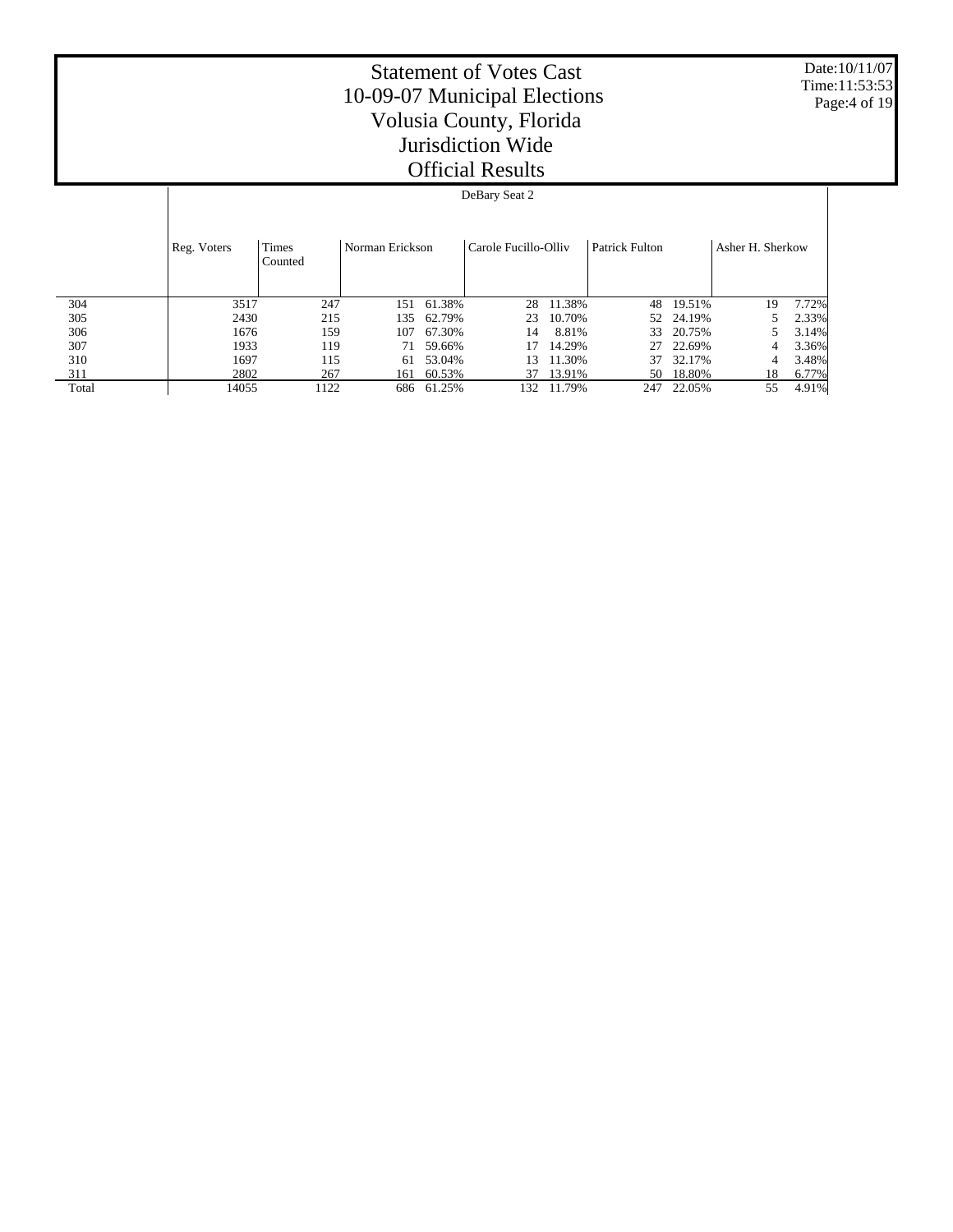# Statement of Votes Cast
## 10-09-07 Municipal Elections
## Volusia County, Florida
## Jurisdiction Wide
## Official Results

Date:10/11/07
Time:11:53:53

| | | | DeBary Seat 2 | | | | | | | |
|---|---|---|---|---|---|---|---|---|---|---|
| | Reg. Voters | Times Counted | Norman Erickson | | Carole Fucillo-Olliv | | Patrick Fulton | | Asher H. Sherkow | |
| 304 | 3517 | 247 | 151 | 61.38% | 28 | 11.38% | 48 | 19.51% | 19 | 7.72% |
| 305 | 2430 | 215 | 135 | 62.79% | 23 | 10.70% | 52 | 24.19% | 5 | 2.33% |
| 306 | 1676 | 159 | 107 | 67.30% | 14 | 8.81% | 33 | 20.75% | 5 | 3.14% |
| 307 | 1933 | 119 | 71 | 59.66% | 17 | 14.29% | 27 | 22.69% | 4 | 3.36% |
| 310 | 1697 | 115 | 61 | 53.04% | 13 | 11.30% | 37 | 32.17% | 4 | 3.48% |
| 311 | 2802 | 267 | 161 | 60.53% | 37 | 13.91% | 50 | 18.80% | 18 | 6.77% |
| Total | 14055 | 1122 | 686 | 61.25% | 132 | 11.79% | 247 | 22.05% | 55 | 4.91% |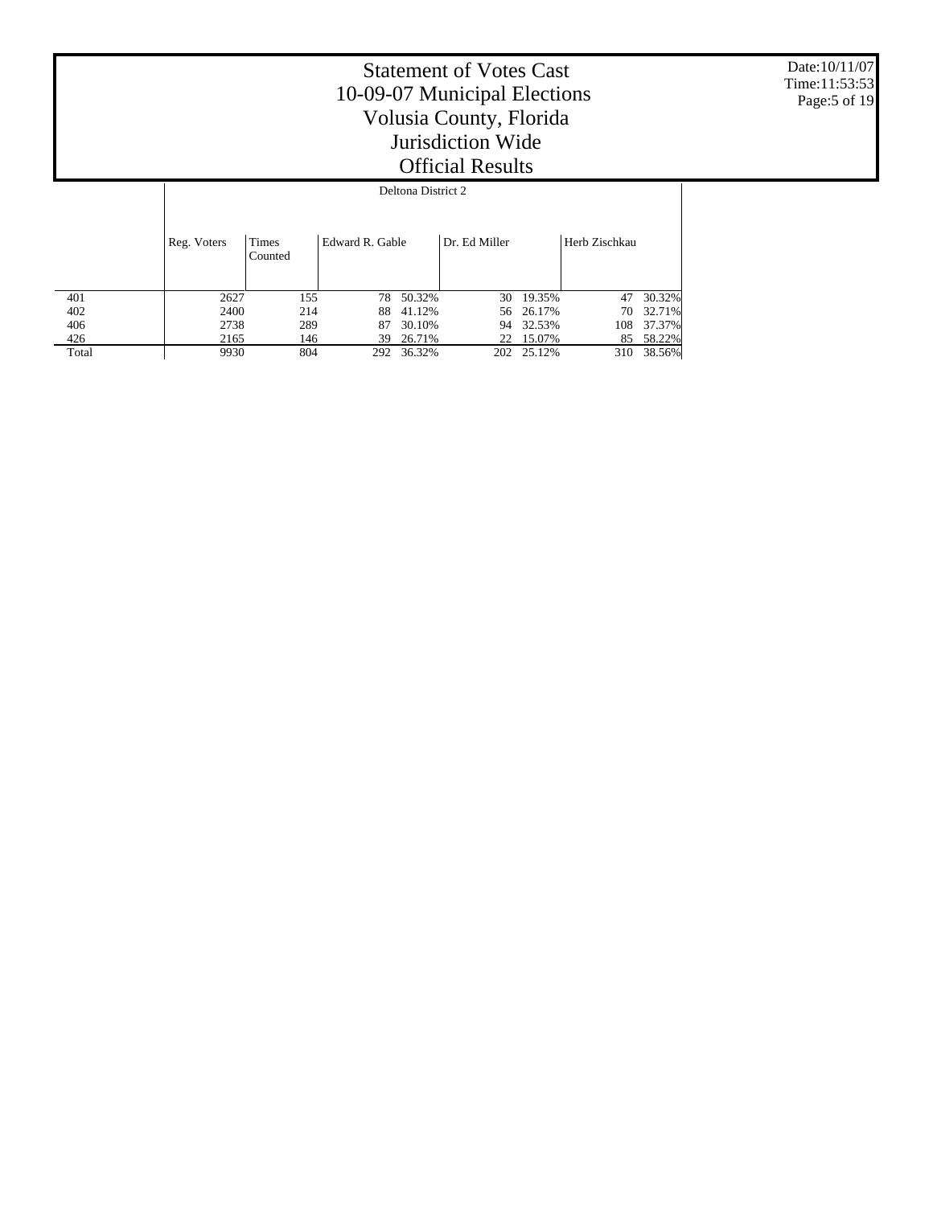# Statement of Votes Cast
## 10-09-07 Municipal Elections
## Volusia County, Florida
## Jurisdiction Wide
## Official Results

Date:10/11/07
Time:11:53:53

| | Deltona District 2 | | | | | | | |
|---|---|---|---|---|---|---|---|---|
| | Reg. Voters | Times Counted | Edward R. Gable | | Dr. Ed Miller | | Herb Zischkau | |
| 401 | 2627 | 155 | 78 | 50.32% | 30 | 19.35% | 47 | 30.32% |
| 402 | 2400 | 214 | 88 | 41.12% | 56 | 26.17% | 70 | 32.71% |
| 406 | 2738 | 289 | 87 | 30.10% | 94 | 32.53% | 108 | 37.37% |
| 426 | 2165 | 146 | 39 | 26.71% | 22 | 15.07% | 85 | 58.22% |
| Total | 9930 | 804 | 292 | 36.32% | 202 | 25.12% | 310 | 38.56% |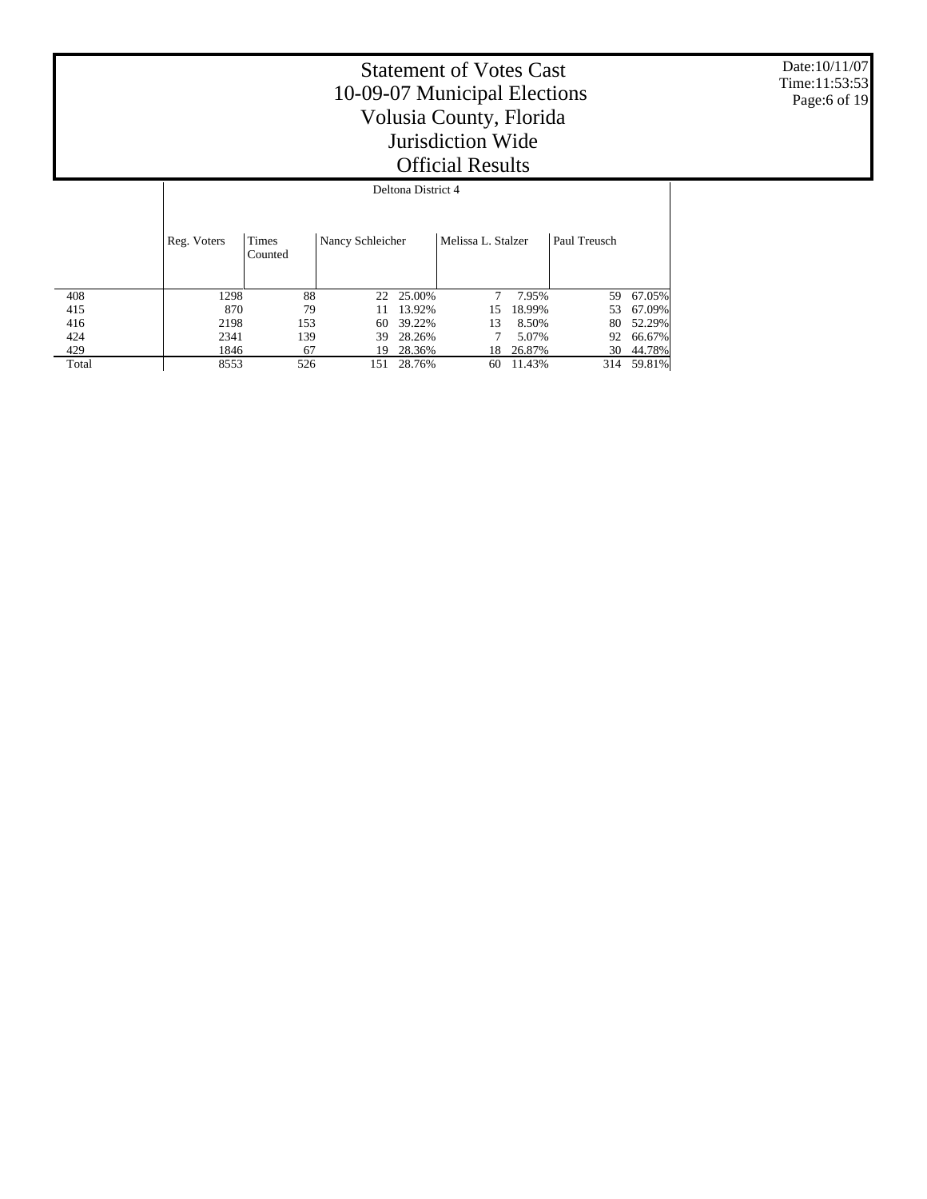# Statement of Votes Cast
# 10-09-07 Municipal Elections
# Volusia County, Florida
# Jurisdiction Wide
# Official Results

Date:10/11/07
Time:11:53:53

| | Deltona District 4 | | | | | | | |
|---|---|---|---|---|---|---|---|---|
| | Reg. Voters | Times Counted | Nancy Schleicher | | Melissa L. Stalzer | | Paul Treusch | |
| 408 | 1298 | 88 | 22 | 25.00% | 7 | 7.95% | 59 | 67.05% |
| 415 | 870 | 79 | 11 | 13.92% | 15 | 18.99% | 53 | 67.09% |
| 416 | 2198 | 153 | 60 | 39.22% | 13 | 8.50% | 80 | 52.29% |
| 424 | 2341 | 139 | 39 | 28.26% | 7 | 5.07% | 92 | 66.67% |
| 429 | 1846 | 67 | 19 | 28.36% | 18 | 26.87% | 30 | 44.78% |
| Total | 8553 | 526 | 151 | 28.76% | 60 | 11.43% | 314 | 59.81% |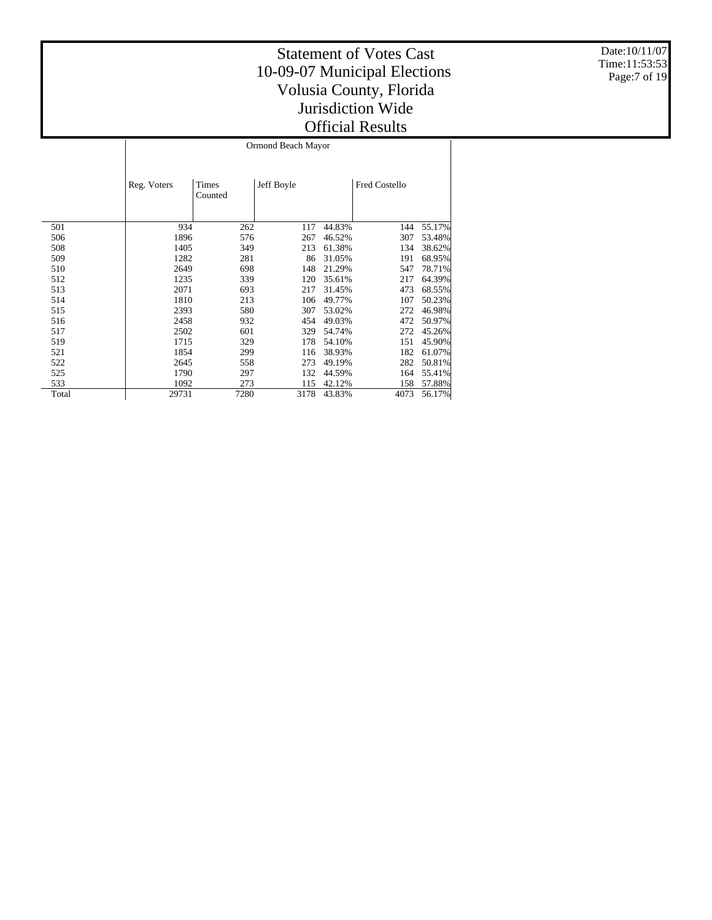# Statement of Votes Cast
# 10-09-07 Municipal Elections
# Volusia County, Florida
# Jurisdiction Wide
# Official Results

Date:10/11/07
Time:11:53:53

| | Ormond Beach Mayor | | | | | |
|---|---|---|---|---|---|---|
| | Reg. Voters | Times Counted | Jeff Boyle | | Fred Costello | |
| 501 | 934 | 262 | 117 | 44.83% | 144 | 55.17% |
| 506 | 1896 | 576 | 267 | 46.52% | 307 | 53.48% |
| 508 | 1405 | 349 | 213 | 61.38% | 134 | 38.62% |
| 509 | 1282 | 281 | 86 | 31.05% | 191 | 68.95% |
| 510 | 2649 | 698 | 148 | 21.29% | 547 | 78.71% |
| 512 | 1235 | 339 | 120 | 35.61% | 217 | 64.39% |
| 513 | 2071 | 693 | 217 | 31.45% | 473 | 68.55% |
| 514 | 1810 | 213 | 106 | 49.77% | 107 | 50.23% |
| 515 | 2393 | 580 | 307 | 53.02% | 272 | 46.98% |
| 516 | 2458 | 932 | 454 | 49.03% | 472 | 50.97% |
| 517 | 2502 | 601 | 329 | 54.74% | 272 | 45.26% |
| 519 | 1715 | 329 | 178 | 54.10% | 151 | 45.90% |
| 521 | 1854 | 299 | 116 | 38.93% | 182 | 61.07% |
| 522 | 2645 | 558 | 273 | 49.19% | 282 | 50.81% |
| 525 | 1790 | 297 | 132 | 44.59% | 164 | 55.41% |
| 533 | 1092 | 273 | 115 | 42.12% | 158 | 57.88% |
| Total | 29731 | 7280 | 3178 | 43.83% | 4073 | 56.17% |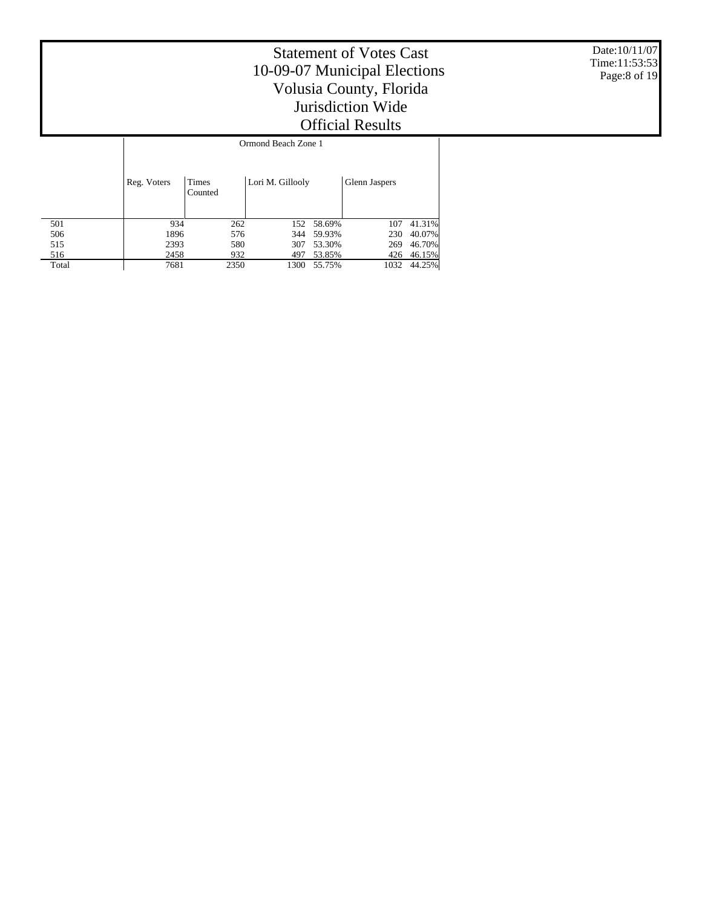# Statement of Votes Cast
## 10-09-07 Municipal Elections
## Volusia County, Florida
## Jurisdiction Wide
## Official Results

Date:10/11/07
Time:11:53:53

| | Ormond Beach Zone 1 | | | | | |
|---|---|---|---|---|---|---|
| | Reg. Voters | Times Counted | Lori M. Gillooly | | Glenn Jaspers | |
| 501 | 934 | 262 | 152 | 58.69% | 107 | 41.31% |
| 506 | 1896 | 576 | 344 | 59.93% | 230 | 40.07% |
| 515 | 2393 | 580 | 307 | 53.30% | 269 | 46.70% |
| 516 | 2458 | 932 | 497 | 53.85% | 426 | 46.15% |
| Total | 7681 | 2350 | 1300 | 55.75% | 1032 | 44.25% |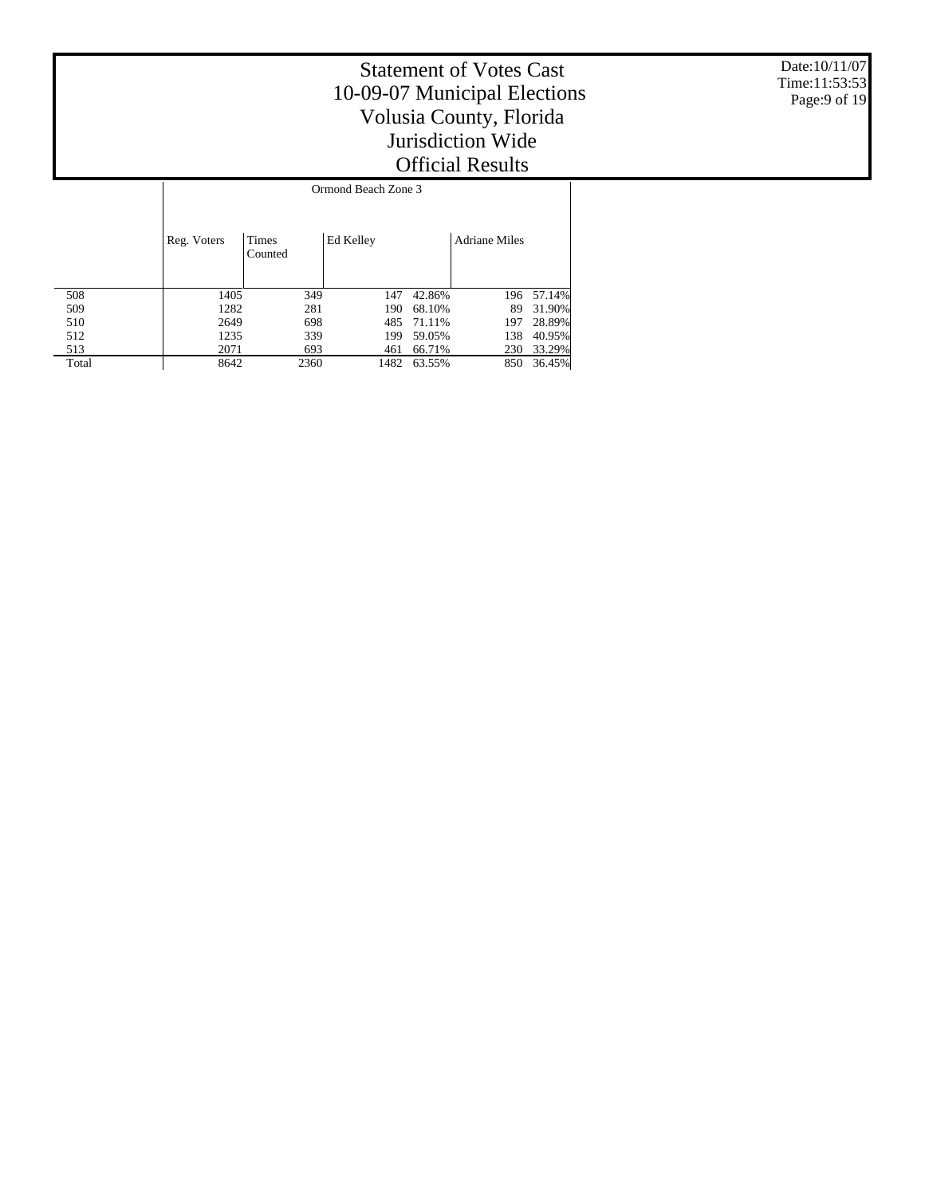# Statement of Votes Cast
## 10-09-07 Municipal Elections
## Volusia County, Florida
## Jurisdiction Wide
## Official Results

Date:10/11/07
Time:11:53:53

| | Ormond Beach Zone 3 | | | | | |
|---|---|---|---|---|---|---|
| | Reg. Voters | Times Counted | Ed Kelley | | Adriane Miles | |
| 508 | 1405 | 349 | 147 | 42.86% | 196 | 57.14% |
| 509 | 1282 | 281 | 190 | 68.10% | 89 | 31.90% |
| 510 | 2649 | 698 | 485 | 71.11% | 197 | 28.89% |
| 512 | 1235 | 339 | 199 | 59.05% | 138 | 40.95% |
| 513 | 2071 | 693 | 461 | 66.71% | 230 | 33.29% |
| Total | 8642 | 2360 | 1482 | 63.55% | 850 | 36.45% |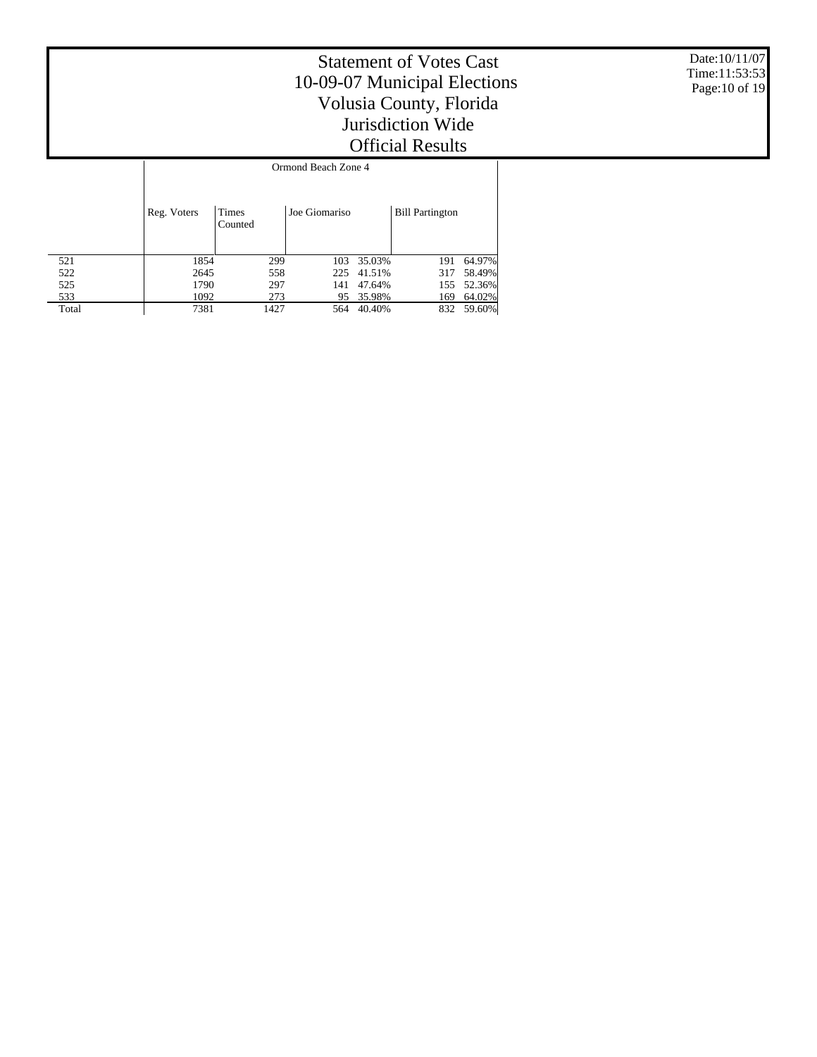# Statement of Votes Cast
## 10-09-07 Municipal Elections
## Volusia County, Florida
## Jurisdiction Wide
## Official Results

Date:10/11/07
Time:11:53:53

| | Ormond Beach Zone 4 | | | | | |
|---|---|---|---|---|---|---|
| | Reg. Voters | Times Counted | Joe Giomariso | | Bill Partington | |
| 521 | 1854 | 299 | 103 | 35.03% | 191 | 64.97% |
| 522 | 2645 | 558 | 225 | 41.51% | 317 | 58.49% |
| 525 | 1790 | 297 | 141 | 47.64% | 155 | 52.36% |
| 533 | 1092 | 273 | 95 | 35.98% | 169 | 64.02% |
| Total | 7381 | 1427 | 564 | 40.40% | 832 | 59.60% |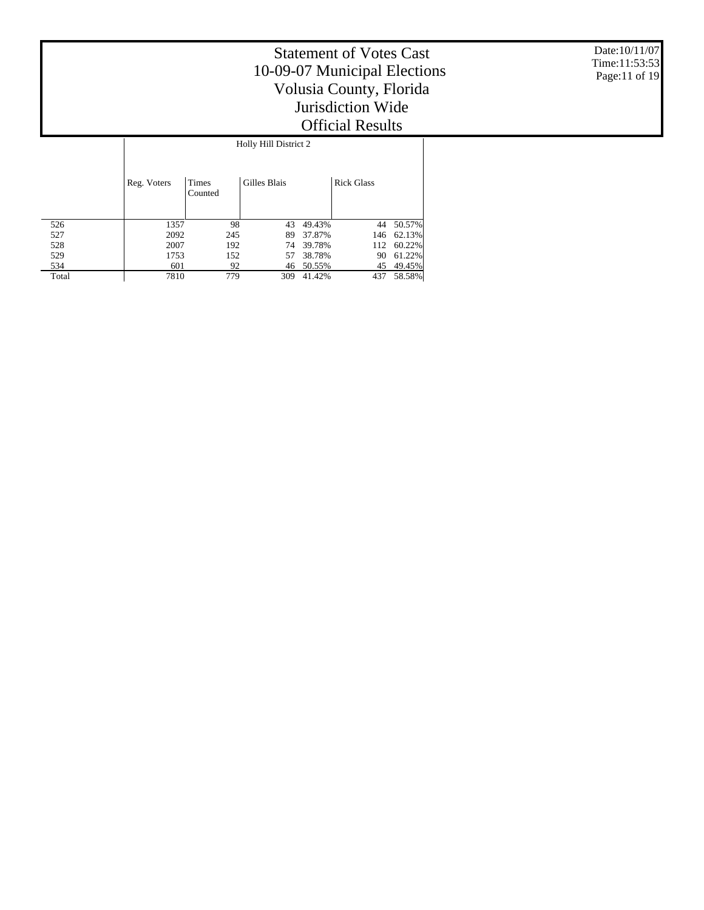# Statement of Votes Cast
## 10-09-07 Municipal Elections
## Volusia County, Florida
## Jurisdiction Wide
## Official Results

Date:10/11/07
Time:11:53:53

| | Holly Hill District 2 | | | | | |
|---|---|---|---|---|---|---|
| | Reg. Voters | Times Counted | Gilles Blais | | Rick Glass | |
| 526 | 1357 | 98 | 43 | 49.43% | 44 | 50.57% |
| 527 | 2092 | 245 | 89 | 37.87% | 146 | 62.13% |
| 528 | 2007 | 192 | 74 | 39.78% | 112 | 60.22% |
| 529 | 1753 | 152 | 57 | 38.78% | 90 | 61.22% |
| 534 | 601 | 92 | 46 | 50.55% | 45 | 49.45% |
| Total | 7810 | 779 | 309 | 41.42% | 437 | 58.58% |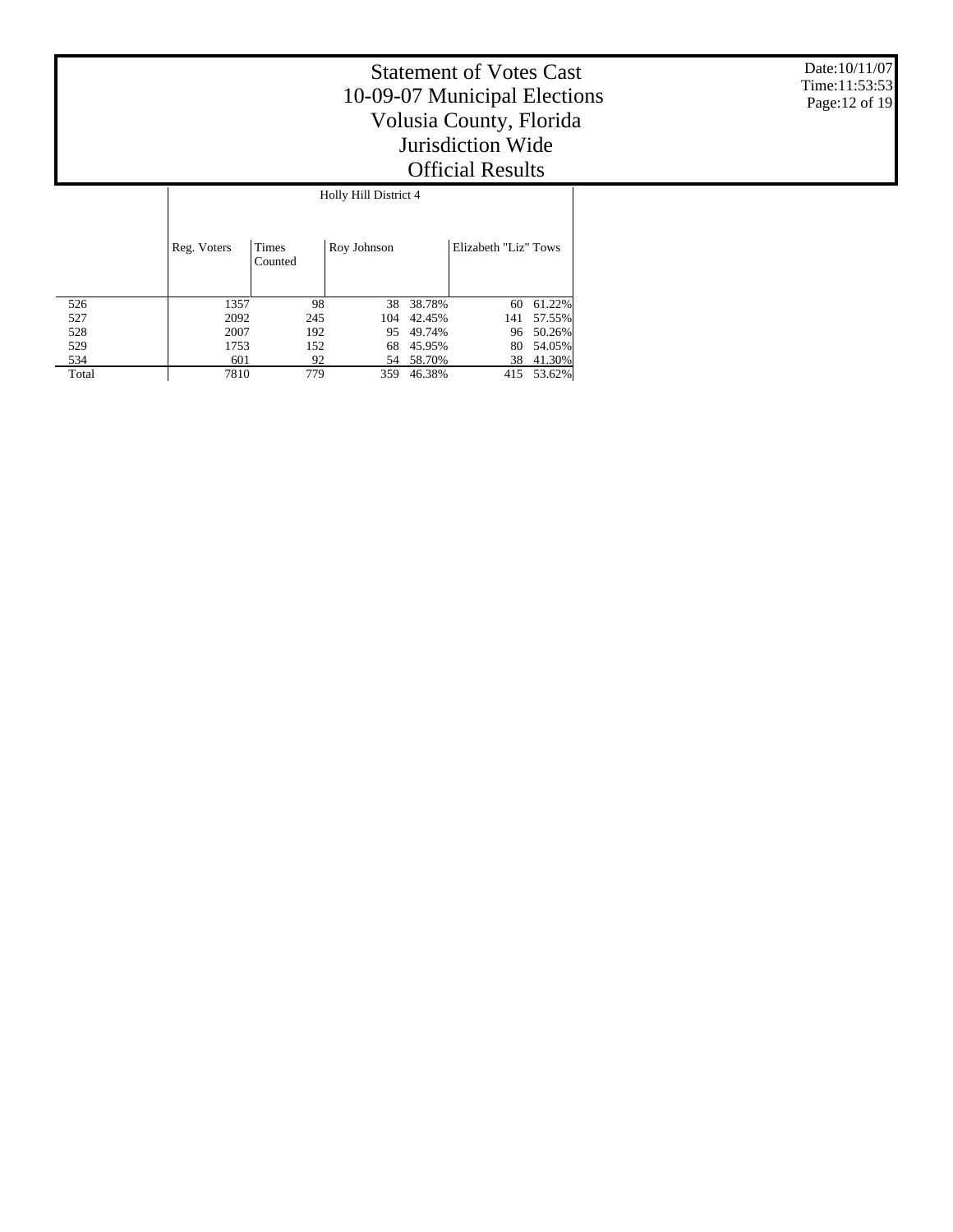# Statement of Votes Cast
## 10-09-07 Municipal Elections
## Volusia County, Florida
## Jurisdiction Wide
## Official Results

Date:10/11/07
Time:11:53:53

| | Holly Hill District 4 | | | | | |
|---|---|---|---|---|---|---|
| | Reg. Voters | Times Counted | Roy Johnson | | Elizabeth "Liz" Tows | |
| 526 | 1357 | 98 | 38 | 38.78% | 60 | 61.22% |
| 527 | 2092 | 245 | 104 | 42.45% | 141 | 57.55% |
| 528 | 2007 | 192 | 95 | 49.74% | 96 | 50.26% |
| 529 | 1753 | 152 | 68 | 45.95% | 80 | 54.05% |
| 534 | 601 | 92 | 54 | 58.70% | 38 | 41.30% |
| Total | 7810 | 779 | 359 | 46.38% | 415 | 53.62% |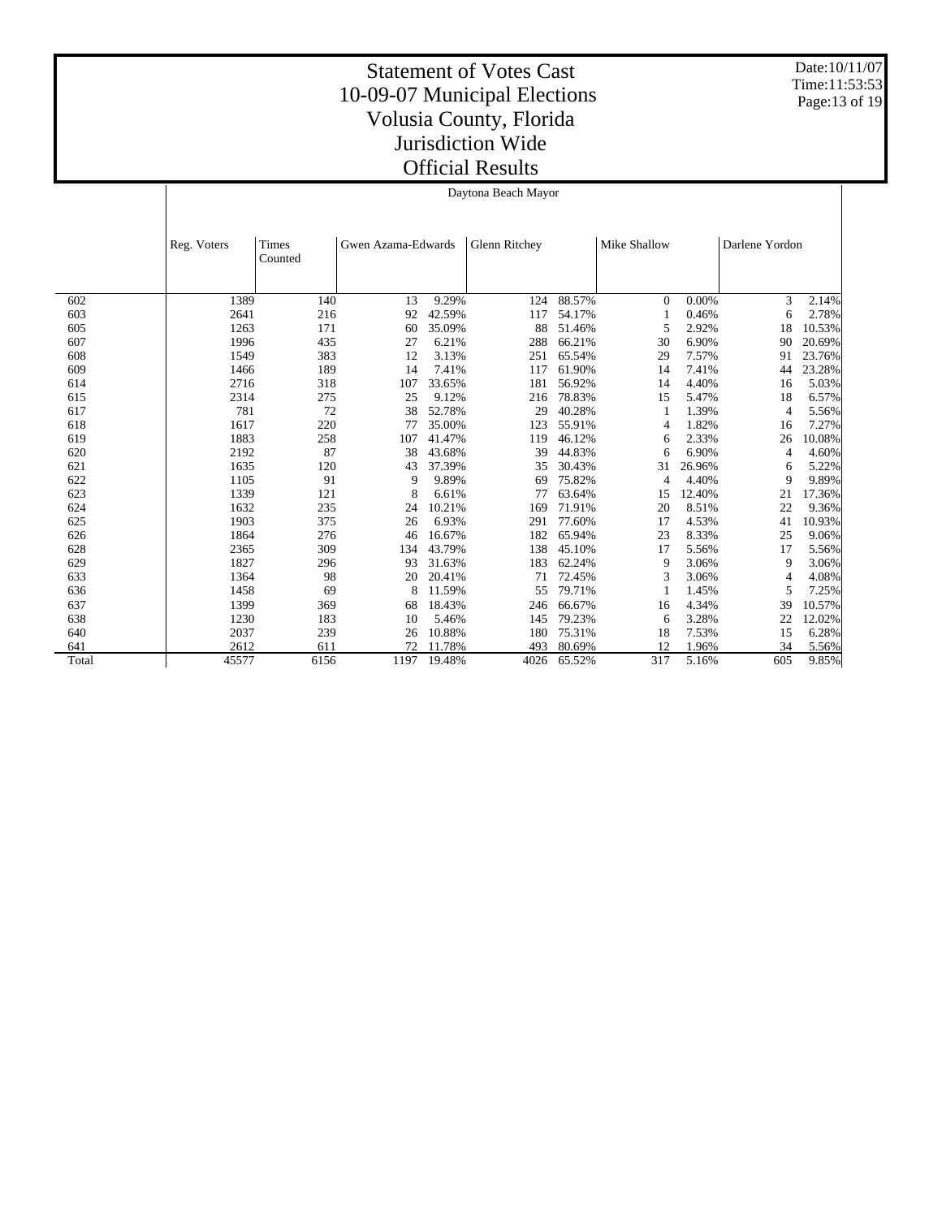# Statement of Votes Cast
## 10-09-07 Municipal Elections
## Volusia County, Florida
## Jurisdiction Wide
## Official Results

Date:10/11/07
Time:11:53:53

Daytona Beach Mayor

| | Reg. Voters | Times Counted | Gwen Azama-Edwards | | Glenn Ritchey | | Mike Shallow | | Darlene Yordon | |
|---|---|---|---|---|---|---|---|---|---|---|
| 602 | 1389 | 140 | 13 | 9.29% | 124 | 88.57% | 0 | 0.00% | 3 | 2.14% |
| 603 | 2641 | 216 | 92 | 42.59% | 117 | 54.17% | 1 | 0.46% | 6 | 2.78% |
| 605 | 1263 | 171 | 60 | 35.09% | 88 | 51.46% | 5 | 2.92% | 18 | 10.53% |
| 607 | 1996 | 435 | 27 | 6.21% | 288 | 66.21% | 30 | 6.90% | 90 | 20.69% |
| 608 | 1549 | 383 | 12 | 3.13% | 251 | 65.54% | 29 | 7.57% | 91 | 23.76% |
| 609 | 1466 | 189 | 14 | 7.41% | 117 | 61.90% | 14 | 7.41% | 44 | 23.28% |
| 614 | 2716 | 318 | 107 | 33.65% | 181 | 56.92% | 14 | 4.40% | 16 | 5.03% |
| 615 | 2314 | 275 | 25 | 9.12% | 216 | 78.83% | 15 | 5.47% | 18 | 6.57% |
| 617 | 781 | 72 | 38 | 52.78% | 29 | 40.28% | 1 | 1.39% | 4 | 5.56% |
| 618 | 1617 | 220 | 77 | 35.00% | 123 | 55.91% | 4 | 1.82% | 16 | 7.27% |
| 619 | 1883 | 258 | 107 | 41.47% | 119 | 46.12% | 6 | 2.33% | 26 | 10.08% |
| 620 | 2192 | 87 | 38 | 43.68% | 39 | 44.83% | 6 | 6.90% | 4 | 4.60% |
| 621 | 1635 | 120 | 43 | 37.39% | 35 | 30.43% | 31 | 26.96% | 6 | 5.22% |
| 622 | 1105 | 91 | 9 | 9.89% | 69 | 75.82% | 4 | 4.40% | 9 | 9.89% |
| 623 | 1339 | 121 | 8 | 6.61% | 77 | 63.64% | 15 | 12.40% | 21 | 17.36% |
| 624 | 1632 | 235 | 24 | 10.21% | 169 | 71.91% | 20 | 8.51% | 22 | 9.36% |
| 625 | 1903 | 375 | 26 | 6.93% | 291 | 77.60% | 17 | 4.53% | 41 | 10.93% |
| 626 | 1864 | 276 | 46 | 16.67% | 182 | 65.94% | 23 | 8.33% | 25 | 9.06% |
| 628 | 2365 | 309 | 134 | 43.79% | 138 | 45.10% | 17 | 5.56% | 17 | 5.56% |
| 629 | 1827 | 296 | 93 | 31.63% | 183 | 62.24% | 9 | 3.06% | 9 | 3.06% |
| 633 | 1364 | 98 | 20 | 20.41% | 71 | 72.45% | 3 | 3.06% | 4 | 4.08% |
| 636 | 1458 | 69 | 8 | 11.59% | 55 | 79.71% | 1 | 1.45% | 5 | 7.25% |
| 637 | 1399 | 369 | 68 | 18.43% | 246 | 66.67% | 16 | 4.34% | 39 | 10.57% |
| 638 | 1230 | 183 | 10 | 5.46% | 145 | 79.23% | 6 | 3.28% | 22 | 12.02% |
| 640 | 2037 | 239 | 26 | 10.88% | 180 | 75.31% | 18 | 7.53% | 15 | 6.28% |
| 641 | 2612 | 611 | 72 | 11.78% | 493 | 80.69% | 12 | 1.96% | 34 | 5.56% |
| Total | 45577 | 6156 | 1197 | 19.48% | 4026 | 65.52% | 317 | 5.16% | 605 | 9.85% |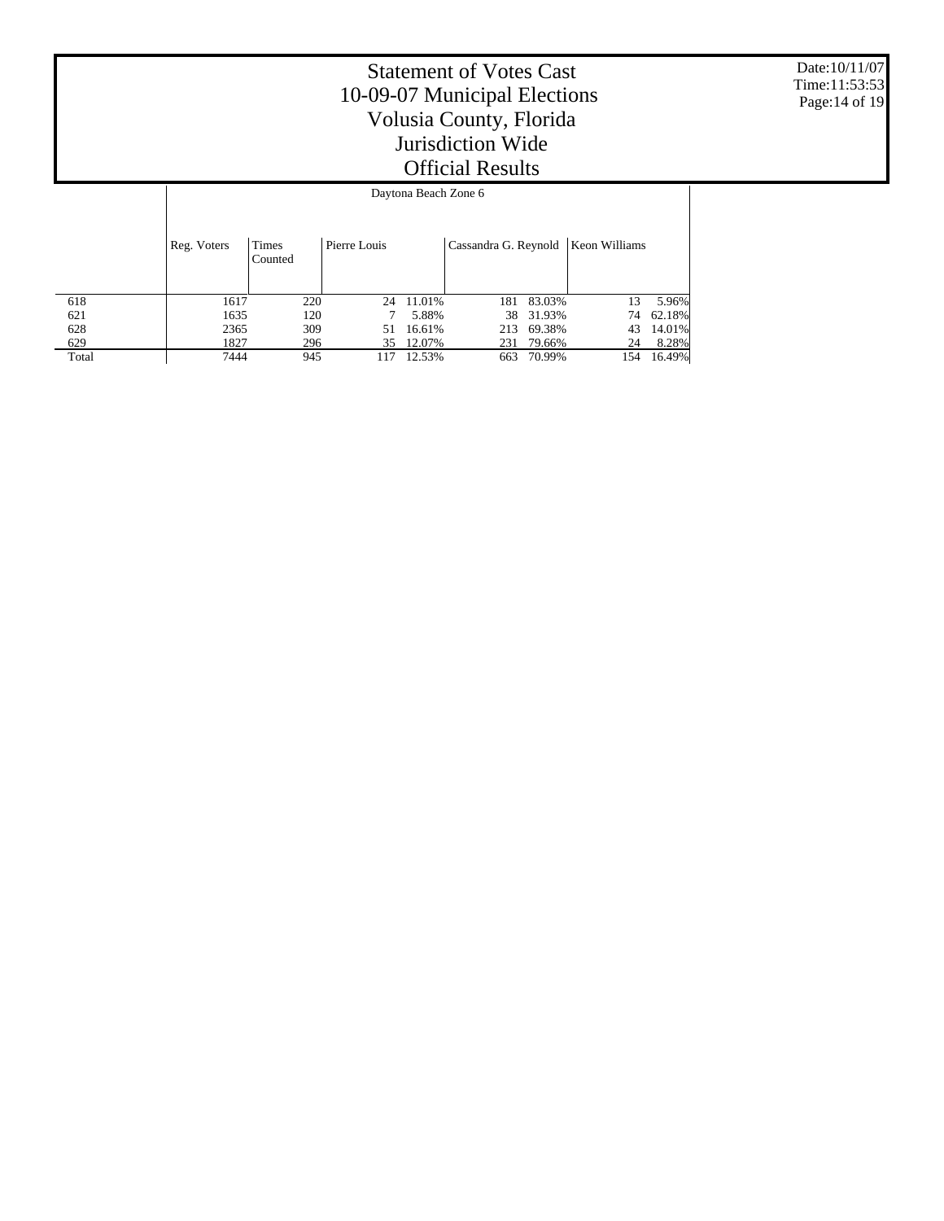# Statement of Votes Cast
## 10-09-07 Municipal Elections
## Volusia County, Florida
## Jurisdiction Wide
## Official Results

Date:10/11/07
Time:11:53:53

| | Daytona Beach Zone 6 | | | | | | | |
|---|---|---|---|---|---|---|---|---|
| | Reg. Voters | Times Counted | Pierre Louis | | Cassandra G. Reynold | | Keon Williams | |
| 618 | 1617 | 220 | 24 | 11.01% | 181 | 83.03% | 13 | 5.96% |
| 621 | 1635 | 120 | 7 | 5.88% | 38 | 31.93% | 74 | 62.18% |
| 628 | 2365 | 309 | 51 | 16.61% | 213 | 69.38% | 43 | 14.01% |
| 629 | 1827 | 296 | 35 | 12.07% | 231 | 79.66% | 24 | 8.28% |
| Total | 7444 | 945 | 117 | 12.53% | 663 | 70.99% | 154 | 16.49% |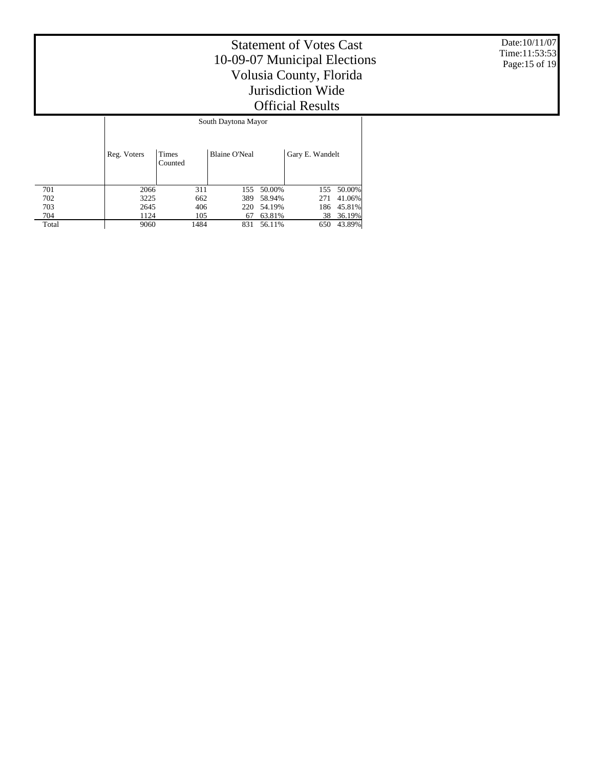# Statement of Votes Cast
## 10-09-07 Municipal Elections
## Volusia County, Florida
## Jurisdiction Wide
## Official Results

| | South Daytona Mayor | | | | | |
|---|---|---|---|---|---|---|
| | Reg. Voters | Times Counted | Blaine O'Neal | | Gary E. Wandelt | |
| 701 | 2066 | 311 | 155 | 50.00% | 155 | 50.00% |
| 702 | 3225 | 662 | 389 | 58.94% | 271 | 41.06% |
| 703 | 2645 | 406 | 220 | 54.19% | 186 | 45.81% |
| 704 | 1124 | 105 | 67 | 63.81% | 38 | 36.19% |
| Total | 9060 | 1484 | 831 | 56.11% | 650 | 43.89% |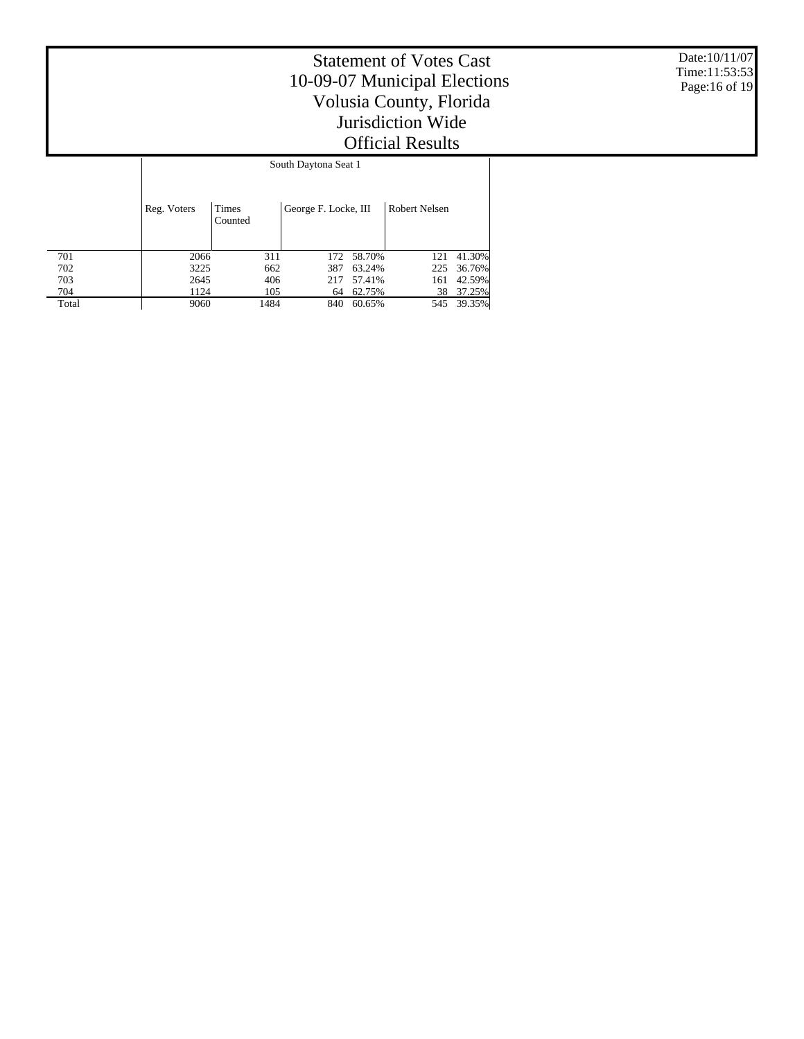# Statement of Votes Cast
## 10-09-07 Municipal Elections
## Volusia County, Florida
## Jurisdiction Wide
## Official Results

Date:10/11/07
Time:11:53:53

| | South Daytona Seat 1 | | | | | |
|---|---|---|---|---|---|---|
| | Reg. Voters | Times Counted | George F. Locke, III | | Robert Nelsen | |
| 701 | 2066 | 311 | 172 | 58.70% | 121 | 41.30% |
| 702 | 3225 | 662 | 387 | 63.24% | 225 | 36.76% |
| 703 | 2645 | 406 | 217 | 57.41% | 161 | 42.59% |
| 704 | 1124 | 105 | 64 | 62.75% | 38 | 37.25% |
| Total | 9060 | 1484 | 840 | 60.65% | 545 | 39.35% |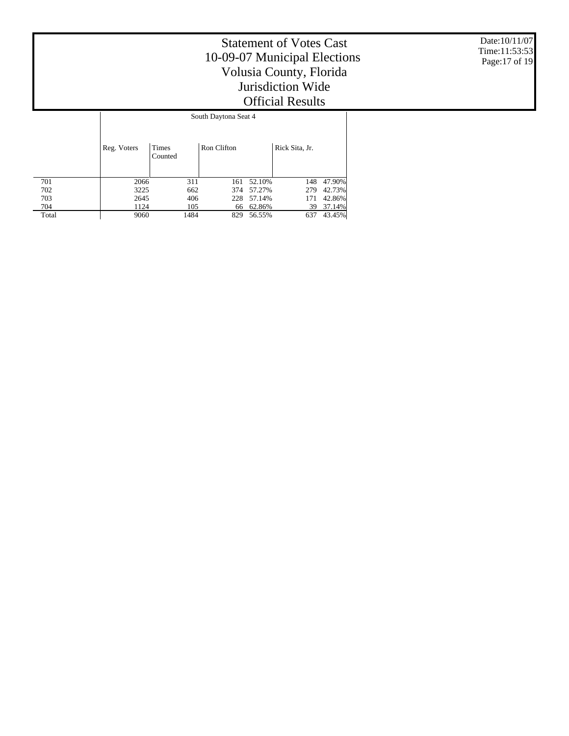# Statement of Votes Cast
## 10-09-07 Municipal Elections
## Volusia County, Florida
## Jurisdiction Wide
## Official Results

Date:10/11/07
Time:11:53:53

| | South Daytona Seat 4 | | | | | |
|---|---|---|---|---|---|---|
| | Reg. Voters | Times Counted | Ron Clifton | | Rick Sita, Jr. | |
| 701 | 2066 | 311 | 161 | 52.10% | 148 | 47.90% |
| 702 | 3225 | 662 | 374 | 57.27% | 279 | 42.73% |
| 703 | 2645 | 406 | 228 | 57.14% | 171 | 42.86% |
| 704 | 1124 | 105 | 66 | 62.86% | 39 | 37.14% |
| Total | 9060 | 1484 | 829 | 56.55% | 637 | 43.45% |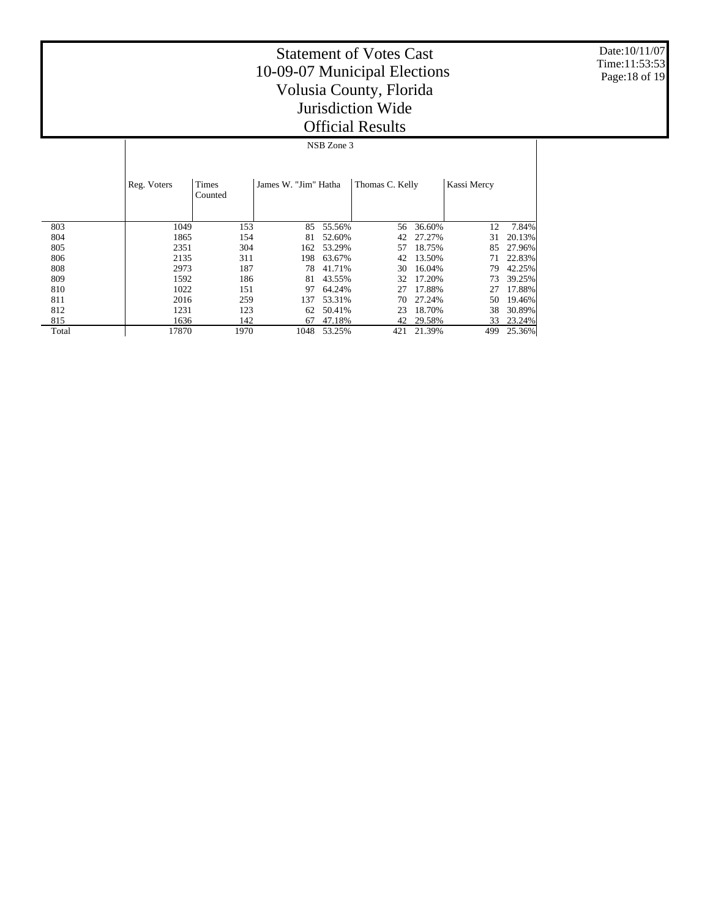# Statement of Votes Cast
# 10-09-07 Municipal Elections
# Volusia County, Florida
# Jurisdiction Wide
# Official Results

Date:10/11/07
Time:11:53:53

NSB Zone 3

| | Reg. Voters | Times Counted | James W. "Jim" Hatha | | Thomas C. Kelly | | Kassi Mercy | |
|---|---|---|---|---|---|---|---|---|
| 803 | 1049 | 153 | 85 | 55.56% | 56 | 36.60% | 12 | 7.84% |
| 804 | 1865 | 154 | 81 | 52.60% | 42 | 27.27% | 31 | 20.13% |
| 805 | 2351 | 304 | 162 | 53.29% | 57 | 18.75% | 85 | 27.96% |
| 806 | 2135 | 311 | 198 | 63.67% | 42 | 13.50% | 71 | 22.83% |
| 808 | 2973 | 187 | 78 | 41.71% | 30 | 16.04% | 79 | 42.25% |
| 809 | 1592 | 186 | 81 | 43.55% | 32 | 17.20% | 73 | 39.25% |
| 810 | 1022 | 151 | 97 | 64.24% | 27 | 17.88% | 27 | 17.88% |
| 811 | 2016 | 259 | 137 | 53.31% | 70 | 27.24% | 50 | 19.46% |
| 812 | 1231 | 123 | 62 | 50.41% | 23 | 18.70% | 38 | 30.89% |
| 815 | 1636 | 142 | 67 | 47.18% | 42 | 29.58% | 33 | 23.24% |
| Total | 17870 | 1970 | 1048 | 53.25% | 421 | 21.39% | 499 | 25.36% |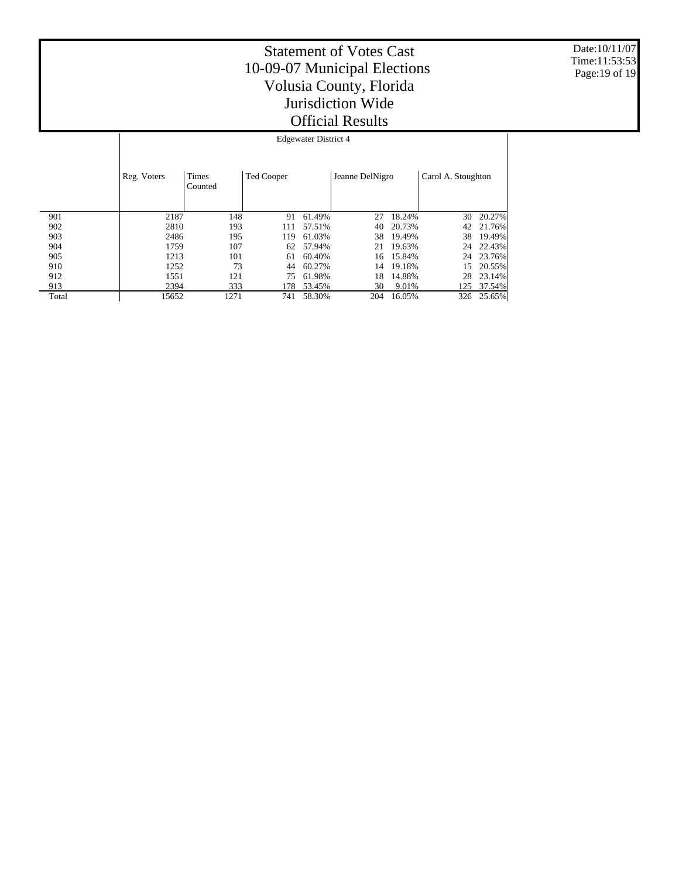# Statement of Votes Cast
## 10-09-07 Municipal Elections
## Volusia County, Florida
## Jurisdiction Wide
## Official Results

| | Edgewater District 4 | | | | | | | |
|---|---|---|---|---|---|---|---|---|
| | Reg. Voters | Times Counted | Ted Cooper | | Jeanne DelNigro | | Carol A. Stoughton | |
| 901 | 2187 | 148 | 91 | 61.49% | 27 | 18.24% | 30 | 20.27% |
| 902 | 2810 | 193 | 111 | 57.51% | 40 | 20.73% | 42 | 21.76% |
| 903 | 2486 | 195 | 119 | 61.03% | 38 | 19.49% | 38 | 19.49% |
| 904 | 1759 | 107 | 62 | 57.94% | 21 | 19.63% | 24 | 22.43% |
| 905 | 1213 | 101 | 61 | 60.40% | 16 | 15.84% | 24 | 23.76% |
| 910 | 1252 | 73 | 44 | 60.27% | 14 | 19.18% | 15 | 20.55% |
| 912 | 1551 | 121 | 75 | 61.98% | 18 | 14.88% | 28 | 23.14% |
| 913 | 2394 | 333 | 178 | 53.45% | 30 | 9.01% | 125 | 37.54% |
| Total | 15652 | 1271 | 741 | 58.30% | 204 | 16.05% | 326 | 25.65% |